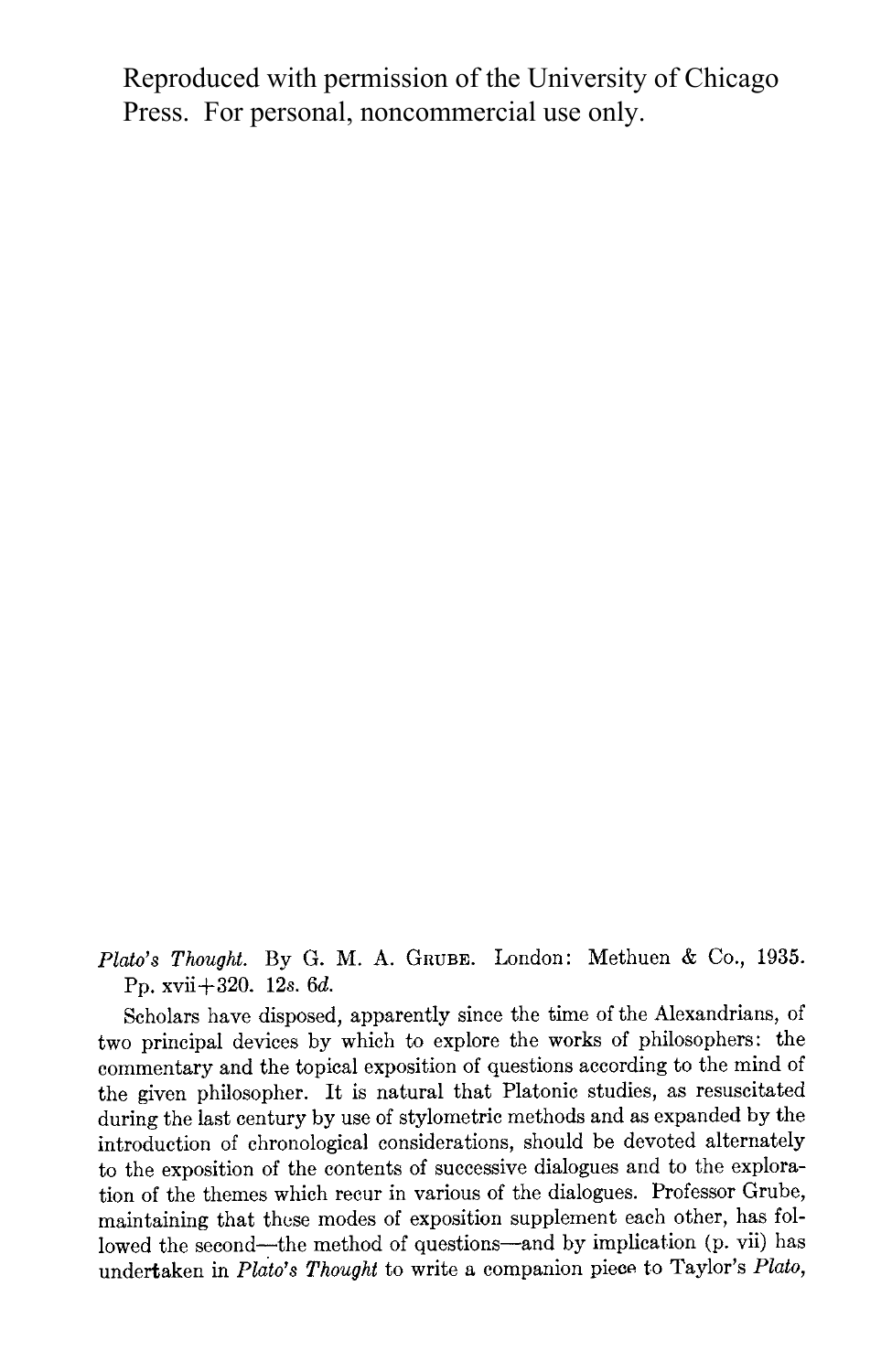Reproduced with permission of the University of Chicago Press. For personal, noncommercial use only.

*Plato's Thought.* By G. M. A. Grube. London: Methuen & Co., 1935. Pp. xvii+320. 12*s.* 6*d.*

Scholars have disposed, apparently since the time of the Alexandrians, of two principal devices by which to explore the works of philosophers: the commentary and the topical exposition of questions according to the mind of the given philosopher. It is natural that Platonic studies, as resuscitated during the last century by use of stylometric methods and as expanded by the introduction of chronological considerations, should be devoted alternately to the exposition of the contents of successive dialogues and to the exploration of the themes which recur in various of the dialogues. Professor Grube, maintaining that these modes of exposition supplement each other, has followed the second—the method of questions—and by implication (p. vii) has undertaken in *Plato's Thought* to write a companion piece to Taylor's *Plato,*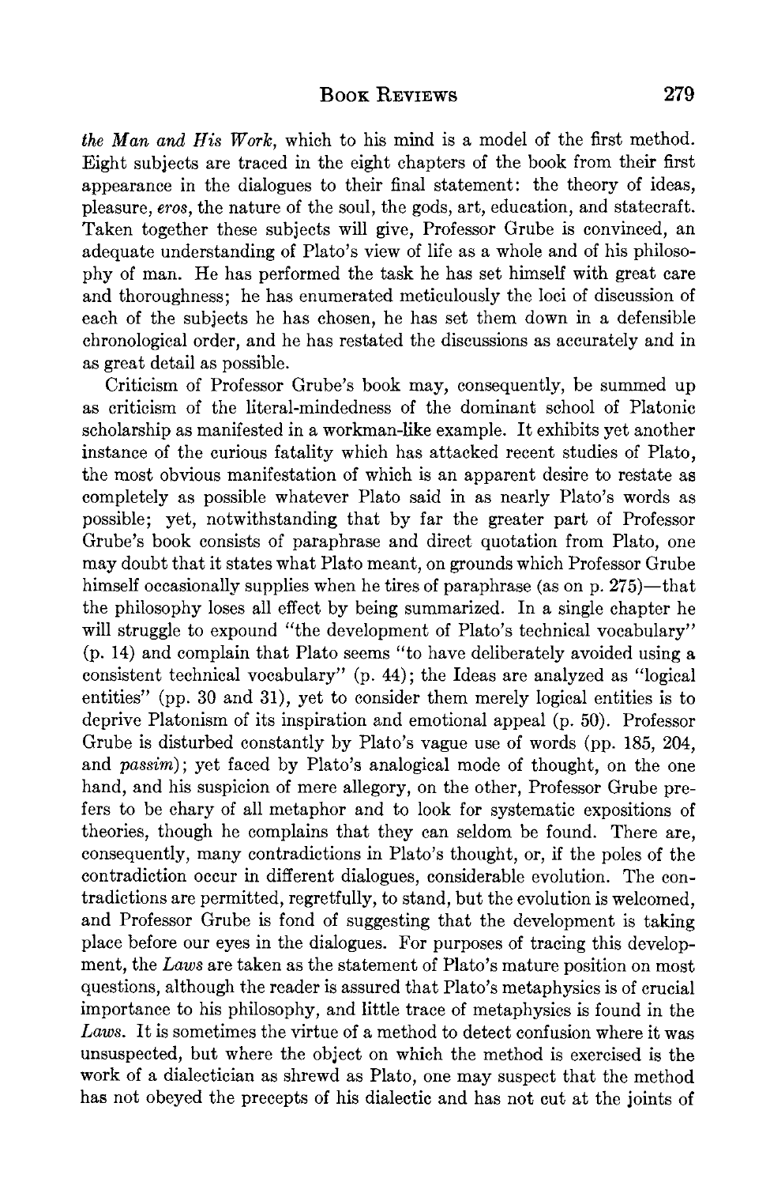*the Man and His Work*, which to his mind is a model of the first method. Eight subjects are traced in the eight chapters of the book from their first appearance in the dialogues to their final statement: the theory of ideas, pleasure, *eros*, the nature of the soul, the gods, art, education, and statecraft. Taken together these subjects will give, Professor Grube is convinced, an adequate understanding of Plato's view of life as a whole and of his philosophy of man. He has performed the task he has set himself with great care and thoroughness; he has enumerated meticulously the loci of discussion of each of the subjects he has chosen, he has set them down in a defensible chronological order, and he has restated the discussions as accurately and in as great detail as possible.

Criticism of Professor Grube's book may, consequently, be summed up as criticism of the literal-mindedness of the dominant school of Platonic scholarship as manifested in a workman-like example. It exhibits yet another instance of the curious fatality which has attacked recent studies of Plato, the most obvious manifestation of which is an apparent desire to restate as completely as possible whatever Plato said in as nearly Plato's words as possible; yet, notwithstanding that by far the greater part of Professor Grube's book consists of paraphrase and direct quotation from Plato, one may doubt that it states what Plato meant, on grounds which Professor Grube himself occasionally supplies when he tires of paraphrase (as on p. 275)—that the philosophy loses all effect by being summarized. In a single chapter he will struggle to expound "the development of Plato's technical vocabulary" (p. 14) and complain that Plato seems "to have deliberately avoided using a consistent technical vocabulary" (p. 44); the Ideas are analyzed as "logical entities" (pp. 30 and 31), yet to consider them merely logical entities is to deprive Platonism of its inspiration and emotional appeal (p. 50). Professor Grube is disturbed constantly by Plato's vague use of words (pp. 185, 204, and *passim*); yet faced by Plato's analogical mode of thought, on the one hand, and his suspicion of mere allegory, on the other, Professor Grube prefers to be chary of all metaphor and to look for systematic expositions of theories, though he complains that they can seldom be found. There are, consequently, many contradictions in Plato's thought, or, if the poles of the contradiction occur in different dialogues, considerable evolution. The contradictions are permitted, regretfully, to stand, but the evolution is welcomed, and Professor Grube is fond of suggesting that the development is taking place before our eyes in the dialogues. For purposes of tracing this development, the *Laws* are taken as the statement of Plato's mature position on most questions, although the reader is assured that Plato's metaphysics is of crucial importance to his philosophy, and little trace of metaphysics is found in the *Laws*. It is sometimes the virtue of a method to detect confusion where it was unsuspected, but where the object on which the method is exercised is the work of a dialectician as shrewd as Plato, one may suspect that the method has not obeyed the precepts of his dialectic and has not cut at the joints of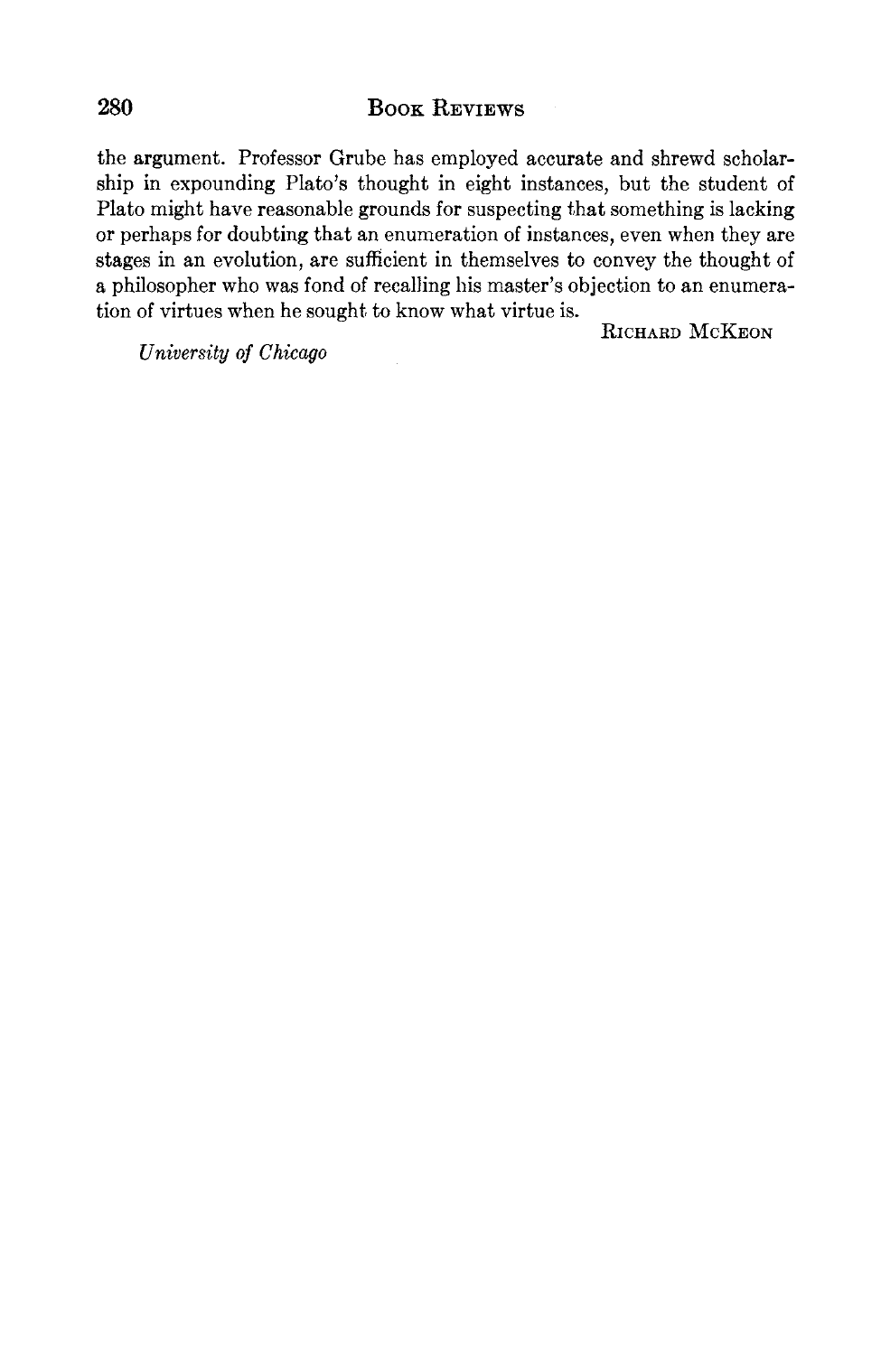the argument. Professor Grube has employed accurate and shrewd scholarship in expounding Plato's thought in eight instances, but the student of Plato might have reasonable grounds for suspecting that something is lacking or perhaps for doubting that an enumeration of instances, even when they are stages in an evolution, are sufficient in themselves to convey the thought of a philosopher who was fond of recalling his master's objection to an enumeration of virtues when he sought to know what virtue is.

RICHARD MCKEON

*University of Chicago*